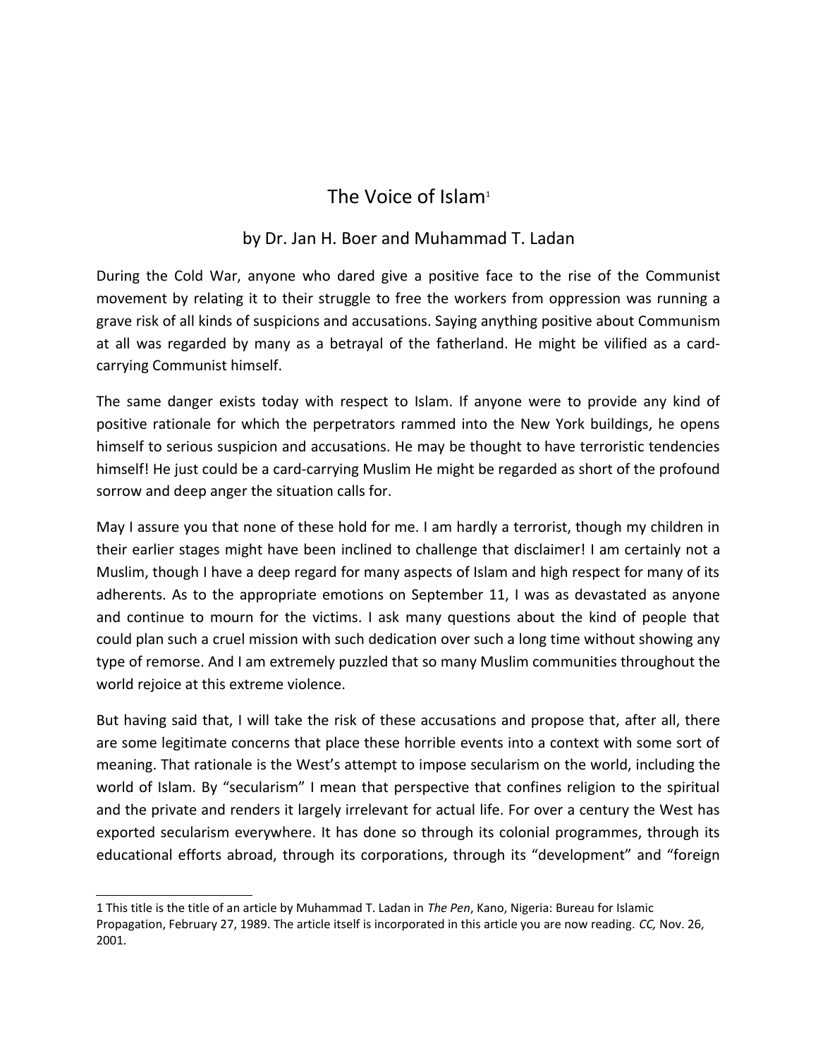# The Voice of Islam[1]

## by Dr. Jan H. Boer and Muhammad T. Ladan

During the Cold War, anyone who dared give a positive face to the rise of the Communist movement by relating it to their struggle to free the workers from oppression was running a grave risk of all kinds of suspicions and accusations. Saying anything positive about Communism at all was regarded by many as a betrayal of the fatherland. He might be vilified as a card-carrying Communist himself.

The same danger exists today with respect to Islam. If anyone were to provide any kind of positive rationale for which the perpetrators rammed into the New York buildings, he opens himself to serious suspicion and accusations. He may be thought to have terroristic tendencies himself! He just could be a card-carrying Muslim He might be regarded as short of the profound sorrow and deep anger the situation calls for.

May I assure you that none of these hold for me. I am hardly a terrorist, though my children in their earlier stages might have been inclined to challenge that disclaimer! I am certainly not a Muslim, though I have a deep regard for many aspects of Islam and high respect for many of its adherents. As to the appropriate emotions on September 11, I was as devastated as anyone and continue to mourn for the victims. I ask many questions about the kind of people that could plan such a cruel mission with such dedication over such a long time without showing any type of remorse. And I am extremely puzzled that so many Muslim communities throughout the world rejoice at this extreme violence.

But having said that, I will take the risk of these accusations and propose that, after all, there are some legitimate concerns that place these horrible events into a context with some sort of meaning. That rationale is the West's attempt to impose secularism on the world, including the world of Islam. By "secularism" I mean that perspective that confines religion to the spiritual and the private and renders it largely irrelevant for actual life. For over a century the West has exported secularism everywhere. It has done so through its colonial programmes, through its educational efforts abroad, through its corporations, through its "development" and "foreign

---

1 This title is the title of an article by Muhammad T. Ladan in *The Pen*, Kano, Nigeria: Bureau for Islamic Propagation, February 27, 1989. The article itself is incorporated in this article you are now reading. *CC,* Nov. 26, 2001.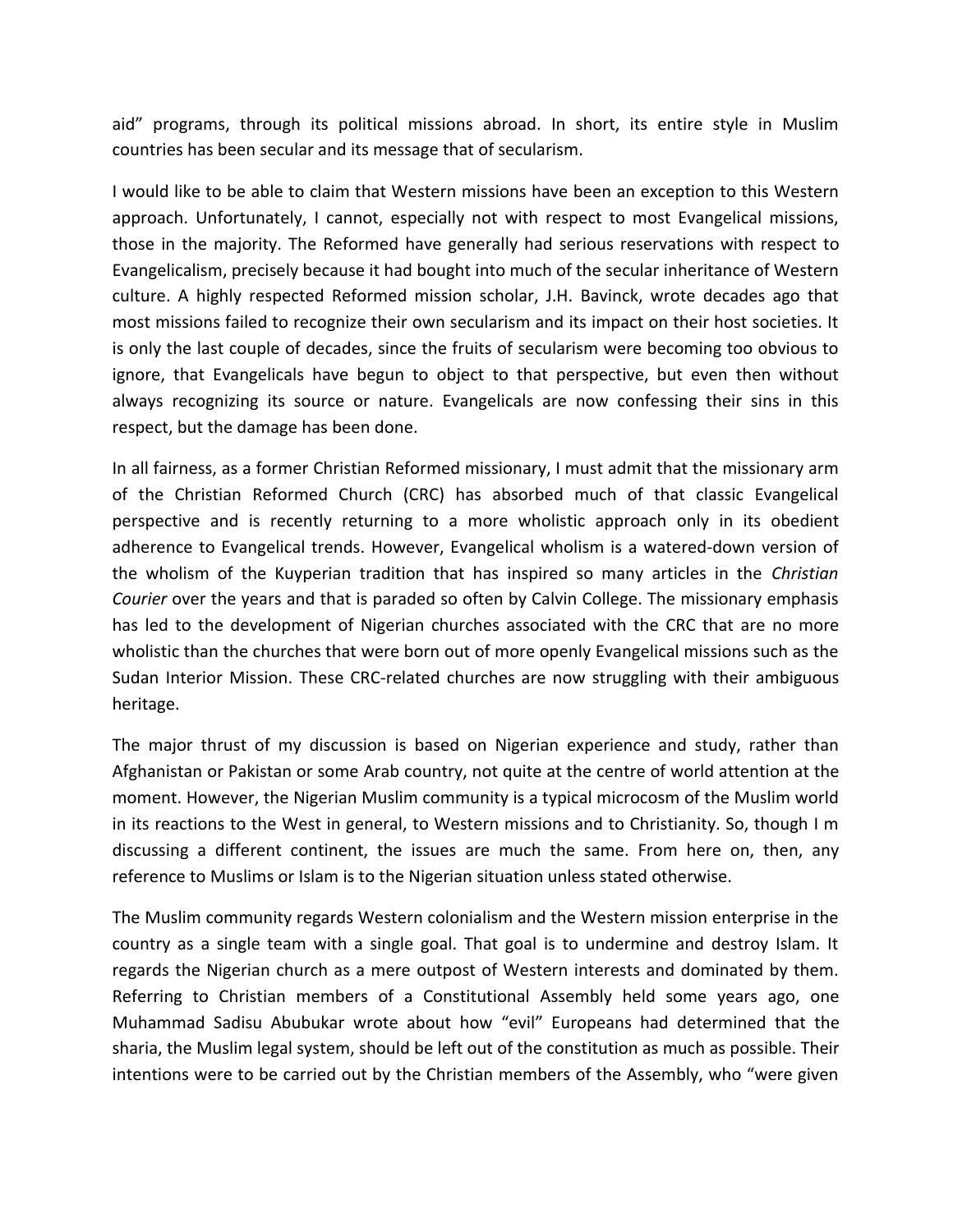aid" programs, through its political missions abroad. In short, its entire style in Muslim countries has been secular and its message that of secularism.

I would like to be able to claim that Western missions have been an exception to this Western approach. Unfortunately, I cannot, especially not with respect to most Evangelical missions, those in the majority. The Reformed have generally had serious reservations with respect to Evangelicalism, precisely because it had bought into much of the secular inheritance of Western culture. A highly respected Reformed mission scholar, J.H. Bavinck, wrote decades ago that most missions failed to recognize their own secularism and its impact on their host societies. It is only the last couple of decades, since the fruits of secularism were becoming too obvious to ignore, that Evangelicals have begun to object to that perspective, but even then without always recognizing its source or nature. Evangelicals are now confessing their sins in this respect, but the damage has been done.

In all fairness, as a former Christian Reformed missionary, I must admit that the missionary arm of the Christian Reformed Church (CRC) has absorbed much of that classic Evangelical perspective and is recently returning to a more wholistic approach only in its obedient adherence to Evangelical trends. However, Evangelical wholism is a watered-down version of the wholism of the Kuyperian tradition that has inspired so many articles in the *Christian Courier* over the years and that is paraded so often by Calvin College. The missionary emphasis has led to the development of Nigerian churches associated with the CRC that are no more wholistic than the churches that were born out of more openly Evangelical missions such as the Sudan Interior Mission. These CRC-related churches are now struggling with their ambiguous heritage.

The major thrust of my discussion is based on Nigerian experience and study, rather than Afghanistan or Pakistan or some Arab country, not quite at the centre of world attention at the moment. However, the Nigerian Muslim community is a typical microcosm of the Muslim world in its reactions to the West in general, to Western missions and to Christianity. So, though I m discussing a different continent, the issues are much the same. From here on, then, any reference to Muslims or Islam is to the Nigerian situation unless stated otherwise.

The Muslim community regards Western colonialism and the Western mission enterprise in the country as a single team with a single goal. That goal is to undermine and destroy Islam. It regards the Nigerian church as a mere outpost of Western interests and dominated by them. Referring to Christian members of a Constitutional Assembly held some years ago, one Muhammad Sadisu Abubukar wrote about how "evil" Europeans had determined that the sharia, the Muslim legal system, should be left out of the constitution as much as possible. Their intentions were to be carried out by the Christian members of the Assembly, who "were given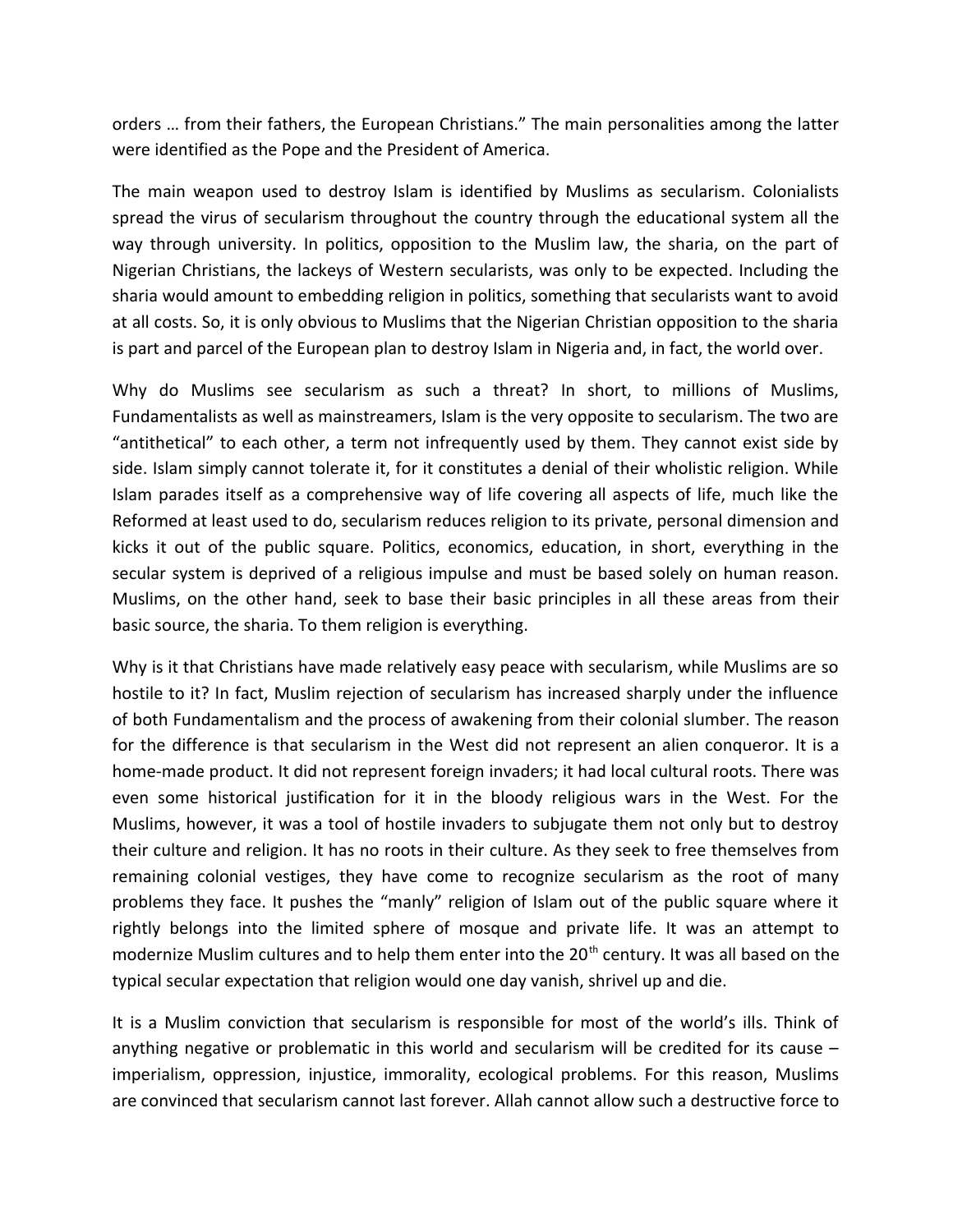orders … from their fathers, the European Christians." The main personalities among the latter were identified as the Pope and the President of America.

The main weapon used to destroy Islam is identified by Muslims as secularism. Colonialists spread the virus of secularism throughout the country through the educational system all the way through university. In politics, opposition to the Muslim law, the sharia, on the part of Nigerian Christians, the lackeys of Western secularists, was only to be expected. Including the sharia would amount to embedding religion in politics, something that secularists want to avoid at all costs. So, it is only obvious to Muslims that the Nigerian Christian opposition to the sharia is part and parcel of the European plan to destroy Islam in Nigeria and, in fact, the world over.

Why do Muslims see secularism as such a threat? In short, to millions of Muslims, Fundamentalists as well as mainstreamers, Islam is the very opposite to secularism. The two are "antithetical" to each other, a term not infrequently used by them. They cannot exist side by side. Islam simply cannot tolerate it, for it constitutes a denial of their wholistic religion. While Islam parades itself as a comprehensive way of life covering all aspects of life, much like the Reformed at least used to do, secularism reduces religion to its private, personal dimension and kicks it out of the public square. Politics, economics, education, in short, everything in the secular system is deprived of a religious impulse and must be based solely on human reason. Muslims, on the other hand, seek to base their basic principles in all these areas from their basic source, the sharia. To them religion is everything.

Why is it that Christians have made relatively easy peace with secularism, while Muslims are so hostile to it? In fact, Muslim rejection of secularism has increased sharply under the influence of both Fundamentalism and the process of awakening from their colonial slumber. The reason for the difference is that secularism in the West did not represent an alien conqueror. It is a home-made product. It did not represent foreign invaders; it had local cultural roots. There was even some historical justification for it in the bloody religious wars in the West. For the Muslims, however, it was a tool of hostile invaders to subjugate them not only but to destroy their culture and religion. It has no roots in their culture. As they seek to free themselves from remaining colonial vestiges, they have come to recognize secularism as the root of many problems they face. It pushes the "manly" religion of Islam out of the public square where it rightly belongs into the limited sphere of mosque and private life. It was an attempt to modernize Muslim cultures and to help them enter into the 20th century. It was all based on the typical secular expectation that religion would one day vanish, shrivel up and die.

It is a Muslim conviction that secularism is responsible for most of the world's ills. Think of anything negative or problematic in this world and secularism will be credited for its cause – imperialism, oppression, injustice, immorality, ecological problems. For this reason, Muslims are convinced that secularism cannot last forever. Allah cannot allow such a destructive force to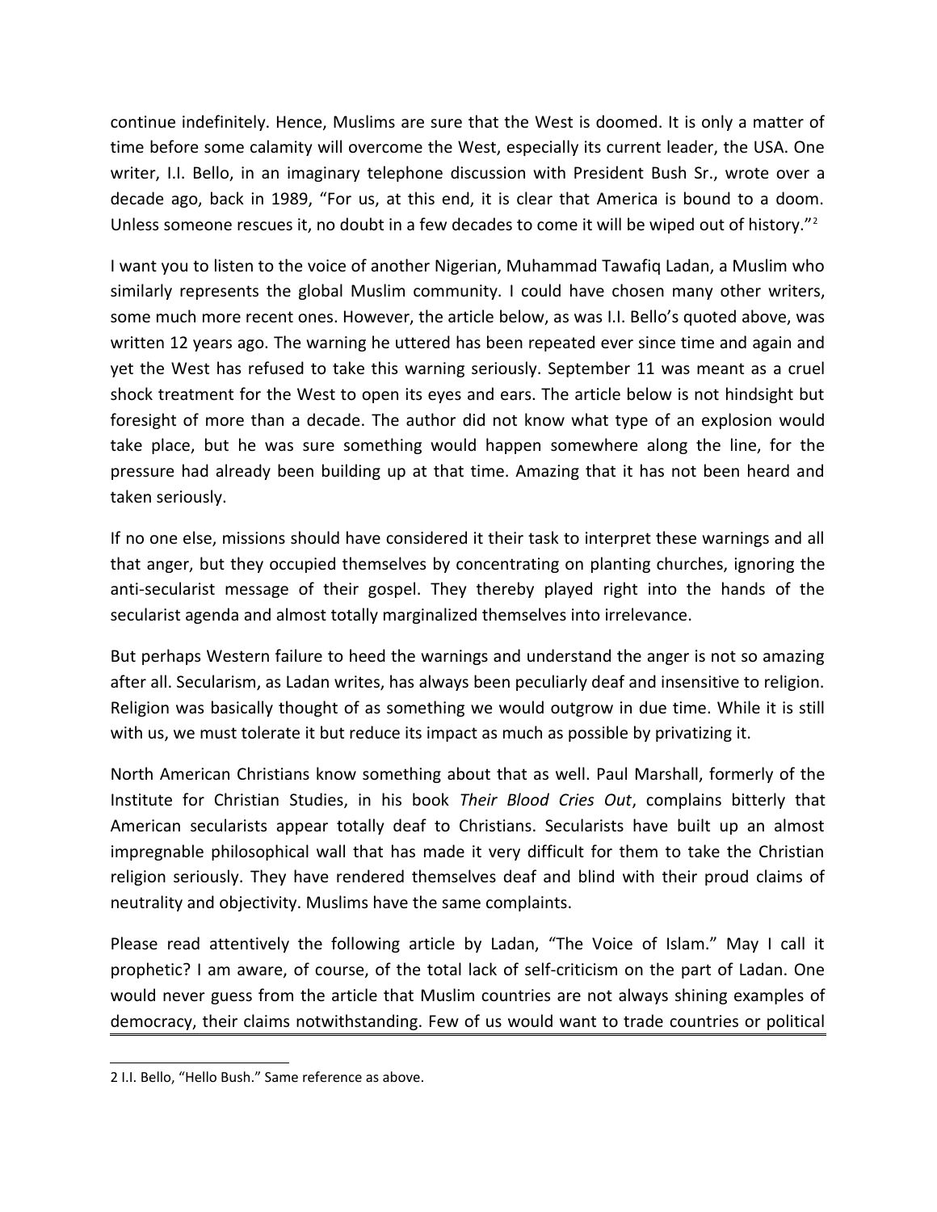continue indefinitely. Hence, Muslims are sure that the West is doomed. It is only a matter of time before some calamity will overcome the West, especially its current leader, the USA. One writer, I.I. Bello, in an imaginary telephone discussion with President Bush Sr., wrote over a decade ago, back in 1989, "For us, at this end, it is clear that America is bound to a doom. Unless someone rescues it, no doubt in a few decades to come it will be wiped out of history."[2]

I want you to listen to the voice of another Nigerian, Muhammad Tawafiq Ladan, a Muslim who similarly represents the global Muslim community. I could have chosen many other writers, some much more recent ones. However, the article below, as was I.I. Bello's quoted above, was written 12 years ago. The warning he uttered has been repeated ever since time and again and yet the West has refused to take this warning seriously. September 11 was meant as a cruel shock treatment for the West to open its eyes and ears. The article below is not hindsight but foresight of more than a decade. The author did not know what type of an explosion would take place, but he was sure something would happen somewhere along the line, for the pressure had already been building up at that time. Amazing that it has not been heard and taken seriously.

If no one else, missions should have considered it their task to interpret these warnings and all that anger, but they occupied themselves by concentrating on planting churches, ignoring the anti-secularist message of their gospel. They thereby played right into the hands of the secularist agenda and almost totally marginalized themselves into irrelevance.

But perhaps Western failure to heed the warnings and understand the anger is not so amazing after all. Secularism, as Ladan writes, has always been peculiarly deaf and insensitive to religion. Religion was basically thought of as something we would outgrow in due time. While it is still with us, we must tolerate it but reduce its impact as much as possible by privatizing it.

North American Christians know something about that as well. Paul Marshall, formerly of the Institute for Christian Studies, in his book *Their Blood Cries Out*, complains bitterly that American secularists appear totally deaf to Christians. Secularists have built up an almost impregnable philosophical wall that has made it very difficult for them to take the Christian religion seriously. They have rendered themselves deaf and blind with their proud claims of neutrality and objectivity. Muslims have the same complaints.

Please read attentively the following article by Ladan, "The Voice of Islam." May I call it prophetic? I am aware, of course, of the total lack of self-criticism on the part of Ladan. One would never guess from the article that Muslim countries are not always shining examples of democracy, their claims notwithstanding. Few of us would want to trade countries or political

---

2 I.I. Bello, "Hello Bush." Same reference as above.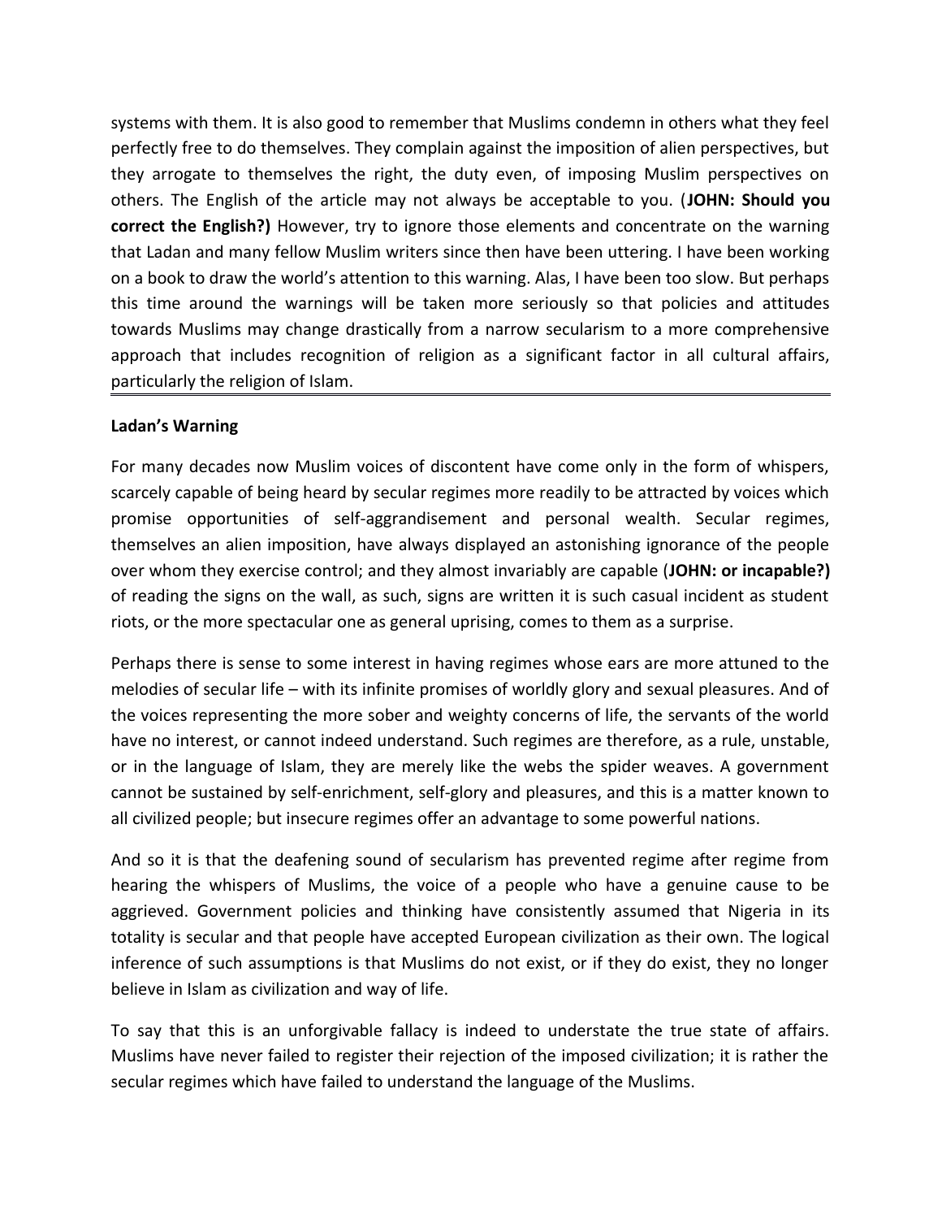systems with them. It is also good to remember that Muslims condemn in others what they feel perfectly free to do themselves. They complain against the imposition of alien perspectives, but they arrogate to themselves the right, the duty even, of imposing Muslim perspectives on others. The English of the article may not always be acceptable to you. (**JOHN: Should you correct the English?)** However, try to ignore those elements and concentrate on the warning that Ladan and many fellow Muslim writers since then have been uttering. I have been working on a book to draw the world's attention to this warning. Alas, I have been too slow. But perhaps this time around the warnings will be taken more seriously so that policies and attitudes towards Muslims may change drastically from a narrow secularism to a more comprehensive approach that includes recognition of religion as a significant factor in all cultural affairs, particularly the religion of Islam.

---

**Ladan's Warning**

For many decades now Muslim voices of discontent have come only in the form of whispers, scarcely capable of being heard by secular regimes more readily to be attracted by voices which promise opportunities of self-aggrandisement and personal wealth. Secular regimes, themselves an alien imposition, have always displayed an astonishing ignorance of the people over whom they exercise control; and they almost invariably are capable (**JOHN: or incapable?)** of reading the signs on the wall, as such, signs are written it is such casual incident as student riots, or the more spectacular one as general uprising, comes to them as a surprise.

Perhaps there is sense to some interest in having regimes whose ears are more attuned to the melodies of secular life – with its infinite promises of worldly glory and sexual pleasures. And of the voices representing the more sober and weighty concerns of life, the servants of the world have no interest, or cannot indeed understand. Such regimes are therefore, as a rule, unstable, or in the language of Islam, they are merely like the webs the spider weaves. A government cannot be sustained by self-enrichment, self-glory and pleasures, and this is a matter known to all civilized people; but insecure regimes offer an advantage to some powerful nations.

And so it is that the deafening sound of secularism has prevented regime after regime from hearing the whispers of Muslims, the voice of a people who have a genuine cause to be aggrieved. Government policies and thinking have consistently assumed that Nigeria in its totality is secular and that people have accepted European civilization as their own. The logical inference of such assumptions is that Muslims do not exist, or if they do exist, they no longer believe in Islam as civilization and way of life.

To say that this is an unforgivable fallacy is indeed to understate the true state of affairs. Muslims have never failed to register their rejection of the imposed civilization; it is rather the secular regimes which have failed to understand the language of the Muslims.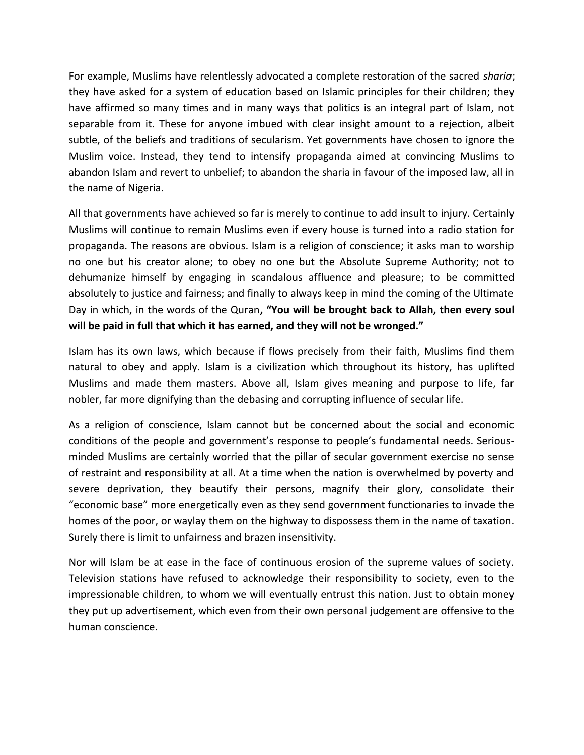For example, Muslims have relentlessly advocated a complete restoration of the sacred *sharia*; they have asked for a system of education based on Islamic principles for their children; they have affirmed so many times and in many ways that politics is an integral part of Islam, not separable from it. These for anyone imbued with clear insight amount to a rejection, albeit subtle, of the beliefs and traditions of secularism. Yet governments have chosen to ignore the Muslim voice. Instead, they tend to intensify propaganda aimed at convincing Muslims to abandon Islam and revert to unbelief; to abandon the sharia in favour of the imposed law, all in the name of Nigeria.

All that governments have achieved so far is merely to continue to add insult to injury. Certainly Muslims will continue to remain Muslims even if every house is turned into a radio station for propaganda. The reasons are obvious. Islam is a religion of conscience; it asks man to worship no one but his creator alone; to obey no one but the Absolute Supreme Authority; not to dehumanize himself by engaging in scandalous affluence and pleasure; to be committed absolutely to justice and fairness; and finally to always keep in mind the coming of the Ultimate Day in which, in the words of the Quran**, "You will be brought back to Allah, then every soul will be paid in full that which it has earned, and they will not be wronged."**

Islam has its own laws, which because if flows precisely from their faith, Muslims find them natural to obey and apply. Islam is a civilization which throughout its history, has uplifted Muslims and made them masters. Above all, Islam gives meaning and purpose to life, far nobler, far more dignifying than the debasing and corrupting influence of secular life.

As a religion of conscience, Islam cannot but be concerned about the social and economic conditions of the people and government's response to people's fundamental needs. Serious-minded Muslims are certainly worried that the pillar of secular government exercise no sense of restraint and responsibility at all. At a time when the nation is overwhelmed by poverty and severe deprivation, they beautify their persons, magnify their glory, consolidate their "economic base" more energetically even as they send government functionaries to invade the homes of the poor, or waylay them on the highway to dispossess them in the name of taxation. Surely there is limit to unfairness and brazen insensitivity.

Nor will Islam be at ease in the face of continuous erosion of the supreme values of society. Television stations have refused to acknowledge their responsibility to society, even to the impressionable children, to whom we will eventually entrust this nation. Just to obtain money they put up advertisement, which even from their own personal judgement are offensive to the human conscience.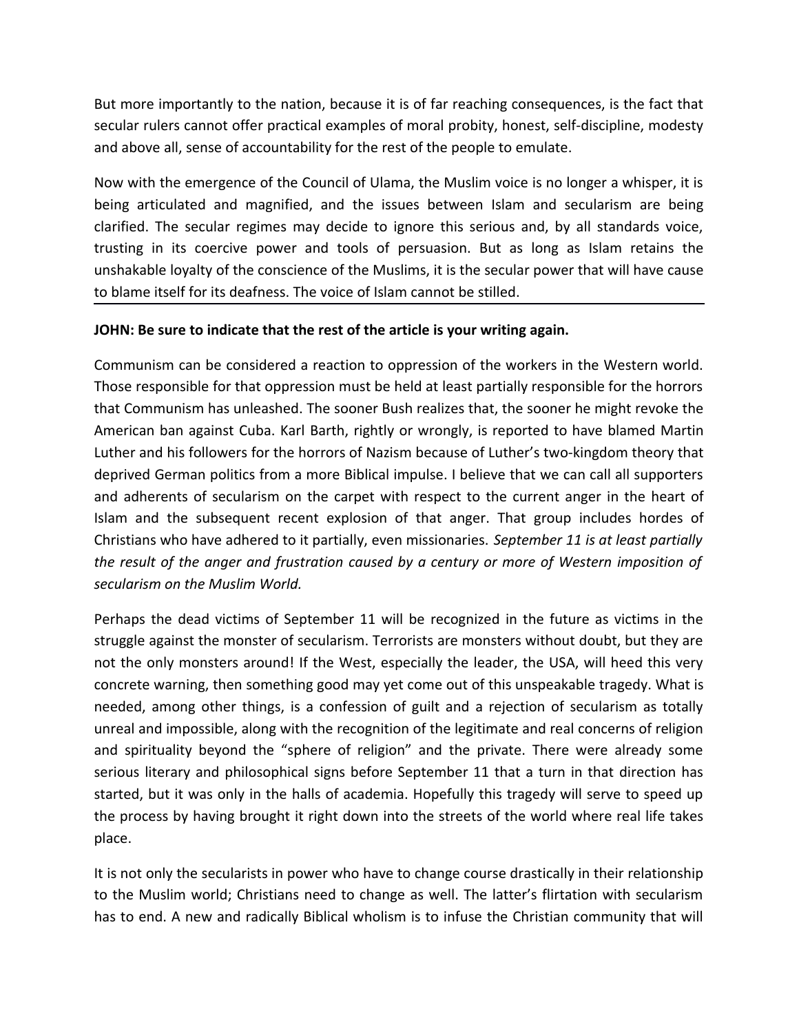But more importantly to the nation, because it is of far reaching consequences, is the fact that secular rulers cannot offer practical examples of moral probity, honest, self-discipline, modesty and above all, sense of accountability for the rest of the people to emulate.

Now with the emergence of the Council of Ulama, the Muslim voice is no longer a whisper, it is being articulated and magnified, and the issues between Islam and secularism are being clarified. The secular regimes may decide to ignore this serious and, by all standards voice, trusting in its coercive power and tools of persuasion. But as long as Islam retains the unshakable loyalty of the conscience of the Muslims, it is the secular power that will have cause to blame itself for its deafness. The voice of Islam cannot be stilled.

---

**JOHN: Be sure to indicate that the rest of the article is your writing again.**

Communism can be considered a reaction to oppression of the workers in the Western world. Those responsible for that oppression must be held at least partially responsible for the horrors that Communism has unleashed. The sooner Bush realizes that, the sooner he might revoke the American ban against Cuba. Karl Barth, rightly or wrongly, is reported to have blamed Martin Luther and his followers for the horrors of Nazism because of Luther's two-kingdom theory that deprived German politics from a more Biblical impulse. I believe that we can call all supporters and adherents of secularism on the carpet with respect to the current anger in the heart of Islam and the subsequent recent explosion of that anger. That group includes hordes of Christians who have adhered to it partially, even missionaries. *September 11 is at least partially the result of the anger and frustration caused by a century or more of Western imposition of secularism on the Muslim World.*

Perhaps the dead victims of September 11 will be recognized in the future as victims in the struggle against the monster of secularism. Terrorists are monsters without doubt, but they are not the only monsters around! If the West, especially the leader, the USA, will heed this very concrete warning, then something good may yet come out of this unspeakable tragedy. What is needed, among other things, is a confession of guilt and a rejection of secularism as totally unreal and impossible, along with the recognition of the legitimate and real concerns of religion and spirituality beyond the "sphere of religion" and the private. There were already some serious literary and philosophical signs before September 11 that a turn in that direction has started, but it was only in the halls of academia. Hopefully this tragedy will serve to speed up the process by having brought it right down into the streets of the world where real life takes place.

It is not only the secularists in power who have to change course drastically in their relationship to the Muslim world; Christians need to change as well. The latter's flirtation with secularism has to end. A new and radically Biblical wholism is to infuse the Christian community that will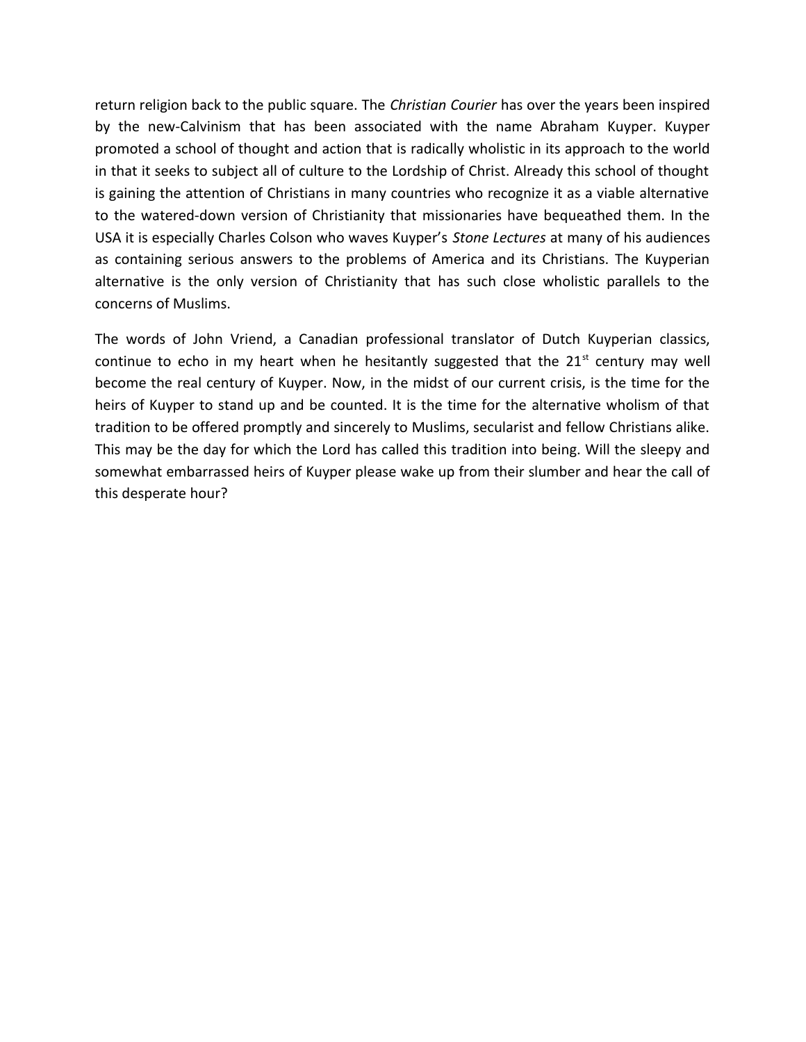return religion back to the public square. The *Christian Courier* has over the years been inspired by the new-Calvinism that has been associated with the name Abraham Kuyper. Kuyper promoted a school of thought and action that is radically wholistic in its approach to the world in that it seeks to subject all of culture to the Lordship of Christ. Already this school of thought is gaining the attention of Christians in many countries who recognize it as a viable alternative to the watered-down version of Christianity that missionaries have bequeathed them. In the USA it is especially Charles Colson who waves Kuyper's *Stone Lectures* at many of his audiences as containing serious answers to the problems of America and its Christians. The Kuyperian alternative is the only version of Christianity that has such close wholistic parallels to the concerns of Muslims.

The words of John Vriend, a Canadian professional translator of Dutch Kuyperian classics, continue to echo in my heart when he hesitantly suggested that the 21st century may well become the real century of Kuyper. Now, in the midst of our current crisis, is the time for the heirs of Kuyper to stand up and be counted. It is the time for the alternative wholism of that tradition to be offered promptly and sincerely to Muslims, secularist and fellow Christians alike. This may be the day for which the Lord has called this tradition into being. Will the sleepy and somewhat embarrassed heirs of Kuyper please wake up from their slumber and hear the call of this desperate hour?